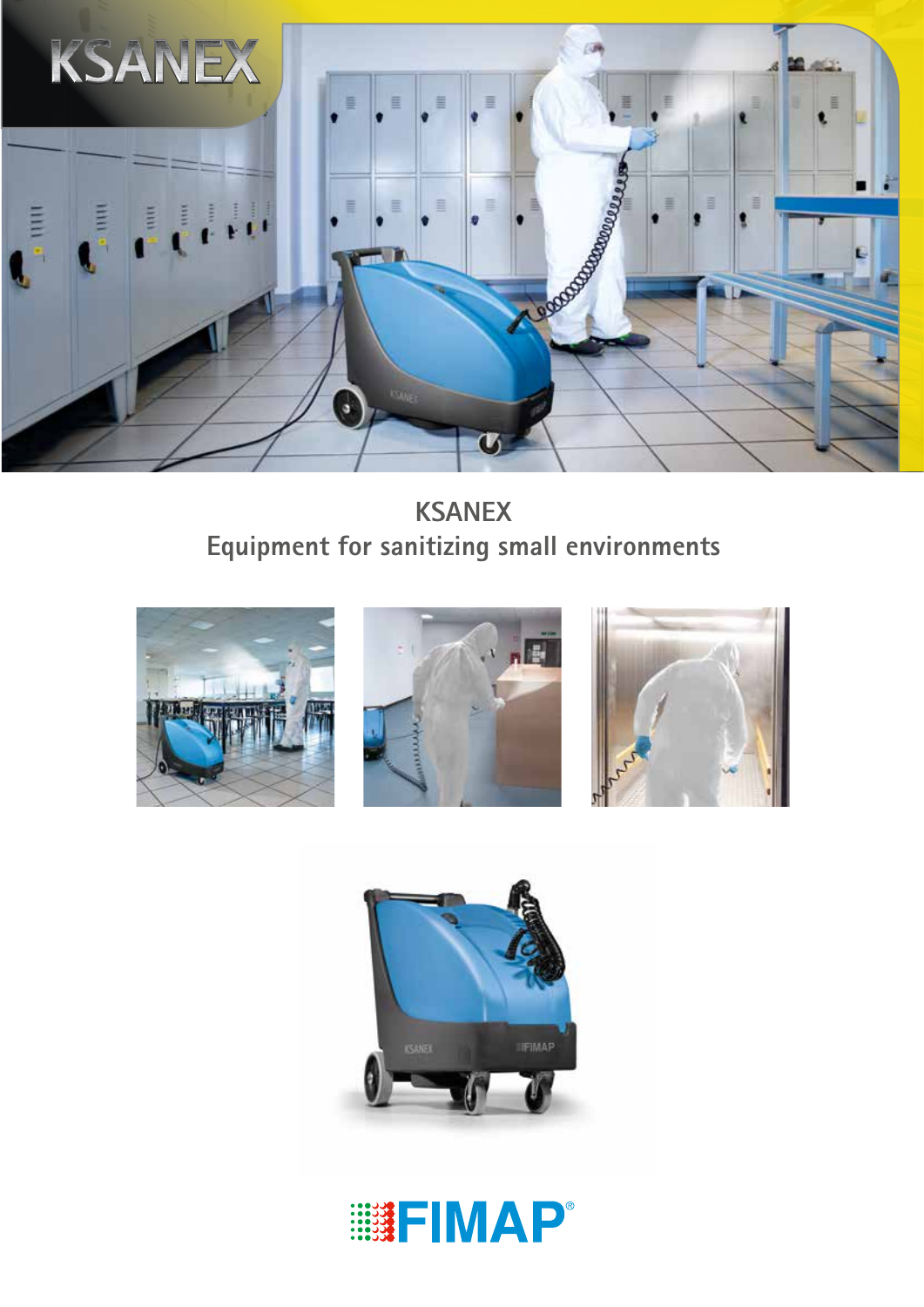# KSANEX

## KSANEX
Equipment for sanitizing small environments

FIMAP®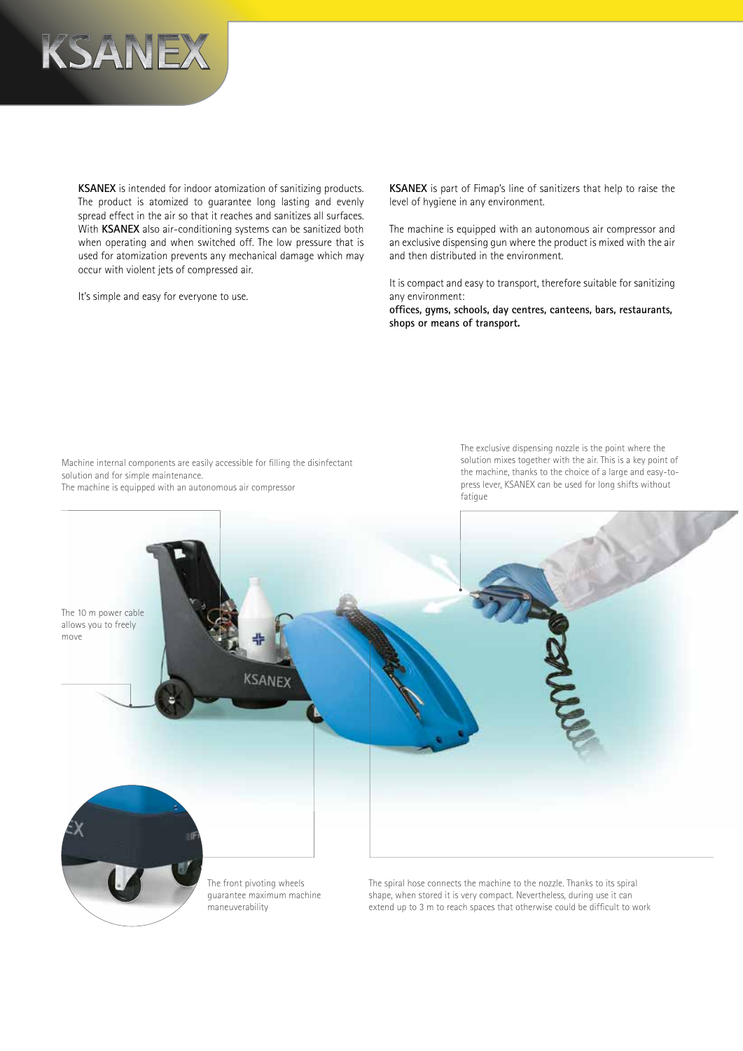# KSANEX

**KSANEX** is intended for indoor atomization of sanitizing products. The product is atomized to guarantee long lasting and evenly spread effect in the air so that it reaches and sanitizes all surfaces. With **KSANEX** also air-conditioning systems can be sanitized both when operating and when switched off. The low pressure that is used for atomization prevents any mechanical damage which may occur with violent jets of compressed air.

It's simple and easy for everyone to use.

**KSANEX** is part of Fimap's line of sanitizers that help to raise the level of hygiene in any environment.

The machine is equipped with an autonomous air compressor and an exclusive dispensing gun where the product is mixed with the air and then distributed in the environment.

It is compact and easy to transport, therefore suitable for sanitizing any environment:
**offices, gyms, schools, day centres, canteens, bars, restaurants, shops or means of transport.**

Machine internal components are easily accessible for filling the disinfectant solution and for simple maintenance.
The machine is equipped with an autonomous air compressor

The exclusive dispensing nozzle is the point where the solution mixes together with the air. This is a key point of the machine, thanks to the choice of a large and easy-to-press lever, KSANEX can be used for long shifts without fatigue

The 10 m power cable allows you to freely move

The front pivoting wheels guarantee maximum machine maneuverability

The spiral hose connects the machine to the nozzle. Thanks to its spiral shape, when stored it is very compact. Nevertheless, during use it can extend up to 3 m to reach spaces that otherwise could be difficult to work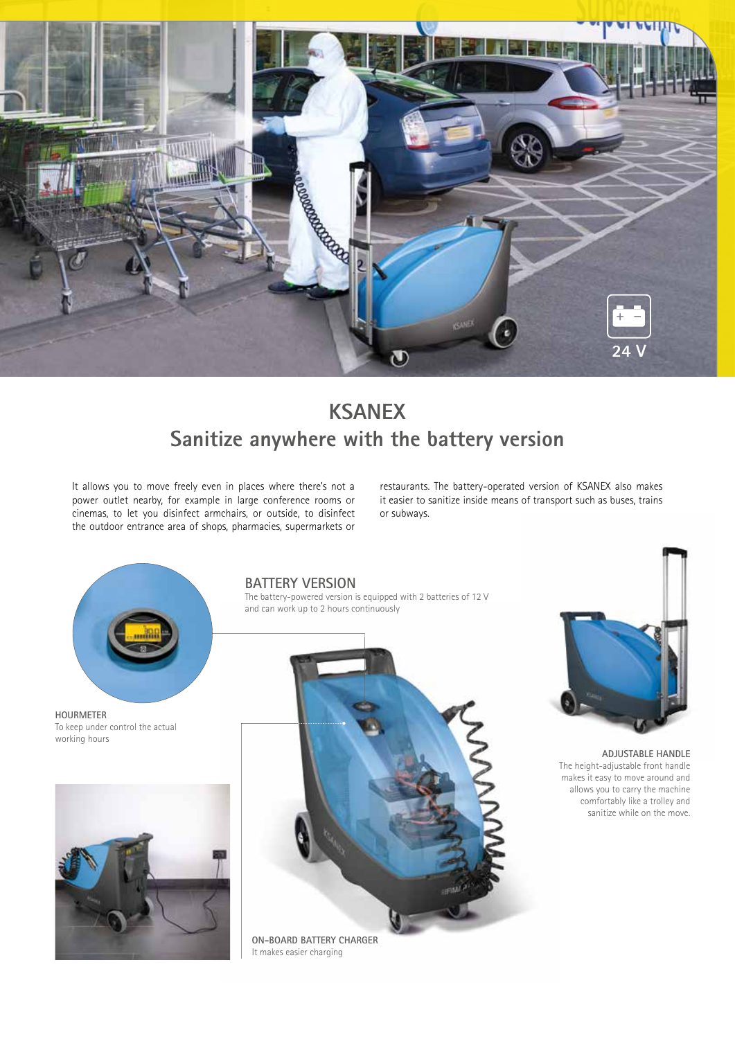# KSANEX

## Sanitize anywhere with the battery version

It allows you to move freely even in places where there's not a power outlet nearby, for example in large conference rooms or cinemas, to let you disinfect armchairs, or outside, to disinfect the outdoor entrance area of shops, pharmacies, supermarkets or restaurants. The battery-operated version of KSANEX also makes it easier to sanitize inside means of transport such as buses, trains or subways.

### BATTERY VERSION

The battery-powered version is equipped with 2 batteries of 12 V and can work up to 2 hours continuously

**HOURMETER**
To keep under control the actual working hours

**ADJUSTABLE HANDLE**
The height-adjustable front handle makes it easy to move around and allows you to carry the machine comfortably like a trolley and sanitize while on the move.

**ON-BOARD BATTERY CHARGER**
It makes easier charging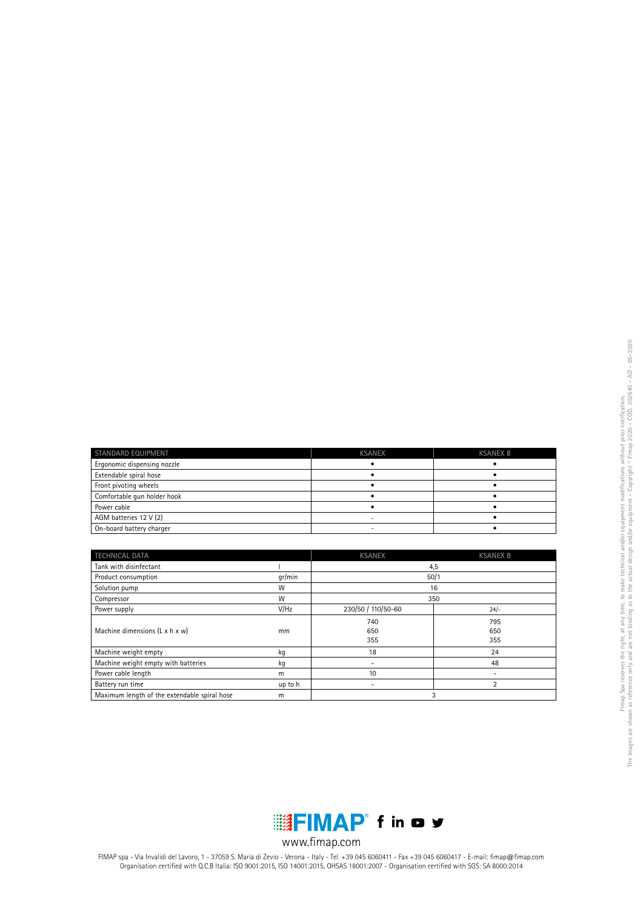| STANDARD EQUIPMENT | KSANEX | KSANEX B |
|---|---|---|
| Ergonomic dispensing nozzle | • | • |
| Extendable spiral hose | • | • |
| Front pivoting wheels | • | • |
| Comfortable gun holder hook | • | • |
| Power cable | • | • |
| AGM batteries 12 V (2) | - | • |
| On-board battery charger | - | • |

| TECHNICAL DATA | | KSANEX | KSANEX B |
|---|---|---|---|
| Tank with disinfectant | l | 4,5 | |
| Product consumption | gr/min | 50/1 | |
| Solution pump | W | 16 | |
| Compressor | W | 350 | |
| Power supply | V/Hz | 230/50 / 110/50-60 | 24/- |
| Machine dimensions (L x h x w) | mm | 740<br>650<br>355 | 795<br>650<br>355 |
| Machine weight empty | kg | 18 | 24 |
| Machine weight empty with batteries | kg | - | 48 |
| Power cable length | m | 10 | - |
| Battery run time | up to h | - | 2 |
| Maximum length of the extendable spiral hose | m | 3 | |

Fimap Spa reserves the right, at any time, to make technical and/or equipment modifications without prior notification.
The images are shown as reference only and are not binding as to the actual design and/or equipment - Copyright © Fimap 2020 - COD. 302640 - AD - 05-2020

FIMAP

www.fimap.com

FIMAP spa - Via Invalidi del Lavoro, 1 - 37059 S. Maria di Zevio - Verona - Italy - Tel. +39 045 6060411 - Fax +39 045 6060417 - E-mail: fimap@fimap.com
Organisation certified with Q.C.B Italia: ISO 9001:2015, ISO 14001:2015, OHSAS 18001:2007 - Organisation certified with SGS: SA 8000:2014